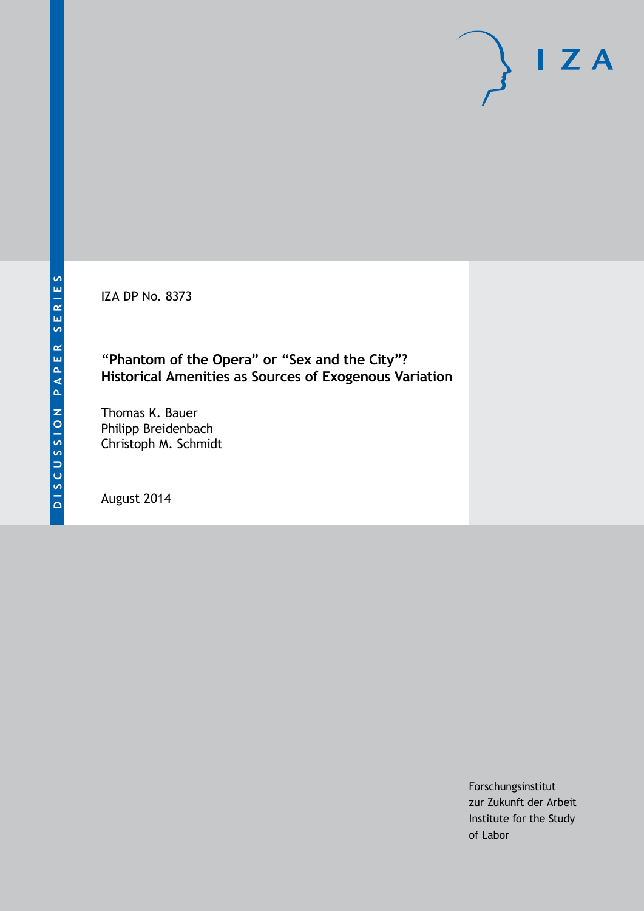DISCUSSION PAPER SERIES

IZA

IZA DP No. 8373

# "Phantom of the Opera" or "Sex and the City"? Historical Amenities as Sources of Exogenous Variation

Thomas K. Bauer
Philipp Breidenbach
Christoph M. Schmidt

August 2014

Forschungsinstitut
zur Zukunft der Arbeit
Institute for the Study
of Labor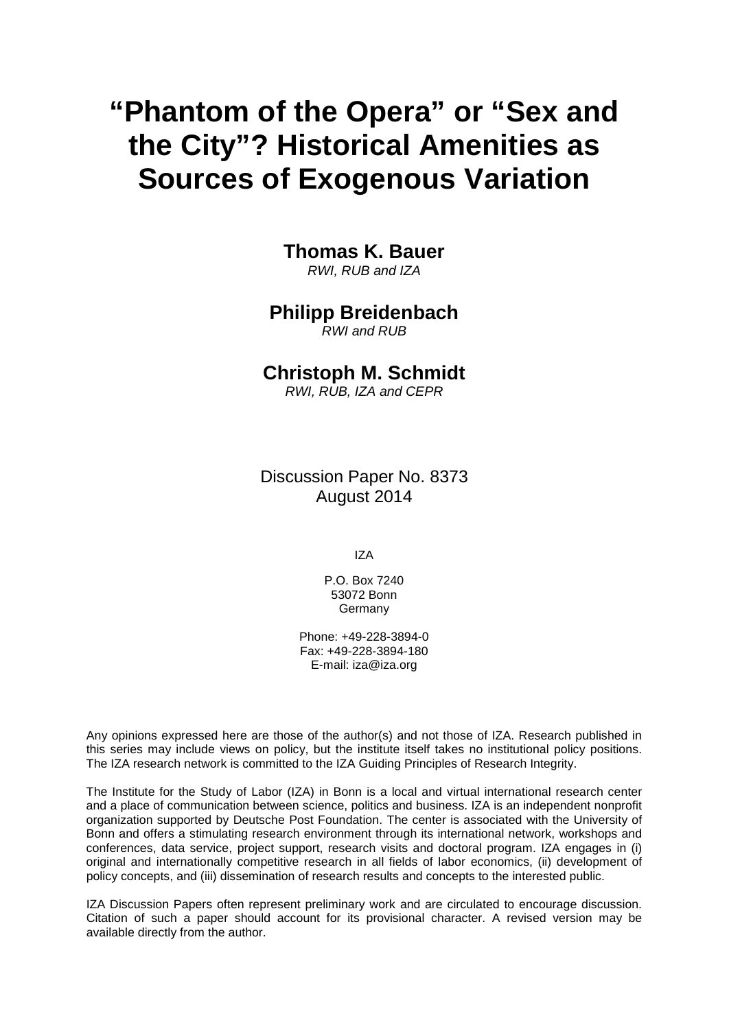# "Phantom of the Opera" or "Sex and the City"? Historical Amenities as Sources of Exogenous Variation

**Thomas K. Bauer**
*RWI, RUB and IZA*

**Philipp Breidenbach**
*RWI and RUB*

**Christoph M. Schmidt**
*RWI, RUB, IZA and CEPR*

Discussion Paper No. 8373
August 2014

IZA

P.O. Box 7240
53072 Bonn
Germany

Phone: +49-228-3894-0
Fax: +49-228-3894-180
E-mail: iza@iza.org

Any opinions expressed here are those of the author(s) and not those of IZA. Research published in this series may include views on policy, but the institute itself takes no institutional policy positions. The IZA research network is committed to the IZA Guiding Principles of Research Integrity.

The Institute for the Study of Labor (IZA) in Bonn is a local and virtual international research center and a place of communication between science, politics and business. IZA is an independent nonprofit organization supported by Deutsche Post Foundation. The center is associated with the University of Bonn and offers a stimulating research environment through its international network, workshops and conferences, data service, project support, research visits and doctoral program. IZA engages in (i) original and internationally competitive research in all fields of labor economics, (ii) development of policy concepts, and (iii) dissemination of research results and concepts to the interested public.

IZA Discussion Papers often represent preliminary work and are circulated to encourage discussion. Citation of such a paper should account for its provisional character. A revised version may be available directly from the author.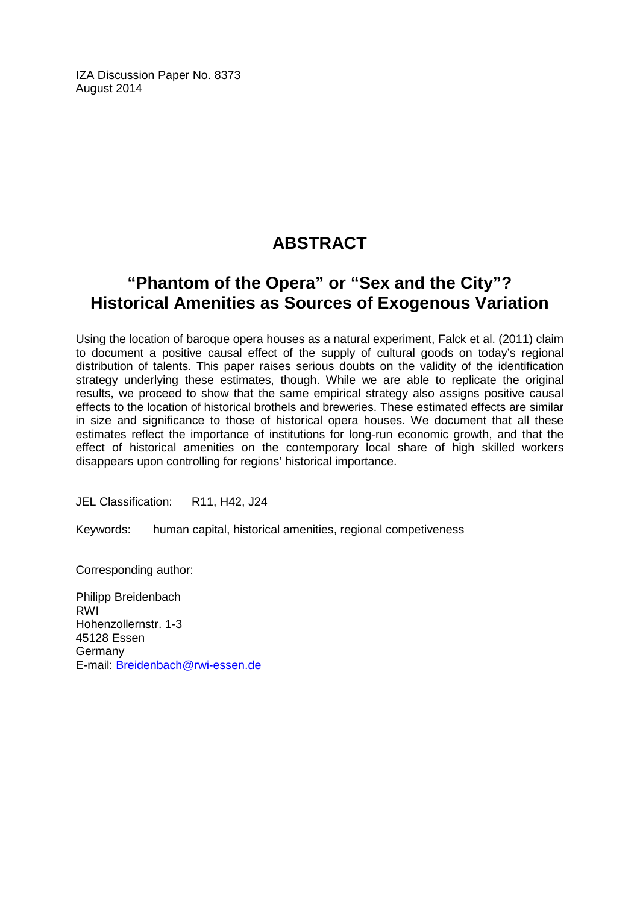IZA Discussion Paper No. 8373
August 2014

# ABSTRACT

## "Phantom of the Opera" or "Sex and the City"? Historical Amenities as Sources of Exogenous Variation

Using the location of baroque opera houses as a natural experiment, Falck et al. (2011) claim to document a positive causal effect of the supply of cultural goods on today's regional distribution of talents. This paper raises serious doubts on the validity of the identification strategy underlying these estimates, though. While we are able to replicate the original results, we proceed to show that the same empirical strategy also assigns positive causal effects to the location of historical brothels and breweries. These estimated effects are similar in size and significance to those of historical opera houses. We document that all these estimates reflect the importance of institutions for long-run economic growth, and that the effect of historical amenities on the contemporary local share of high skilled workers disappears upon controlling for regions' historical importance.

JEL Classification: R11, H42, J24

Keywords: human capital, historical amenities, regional competiveness

Corresponding author:

Philipp Breidenbach
RWI
Hohenzollernstr. 1-3
45128 Essen
Germany
E-mail: Breidenbach@rwi-essen.de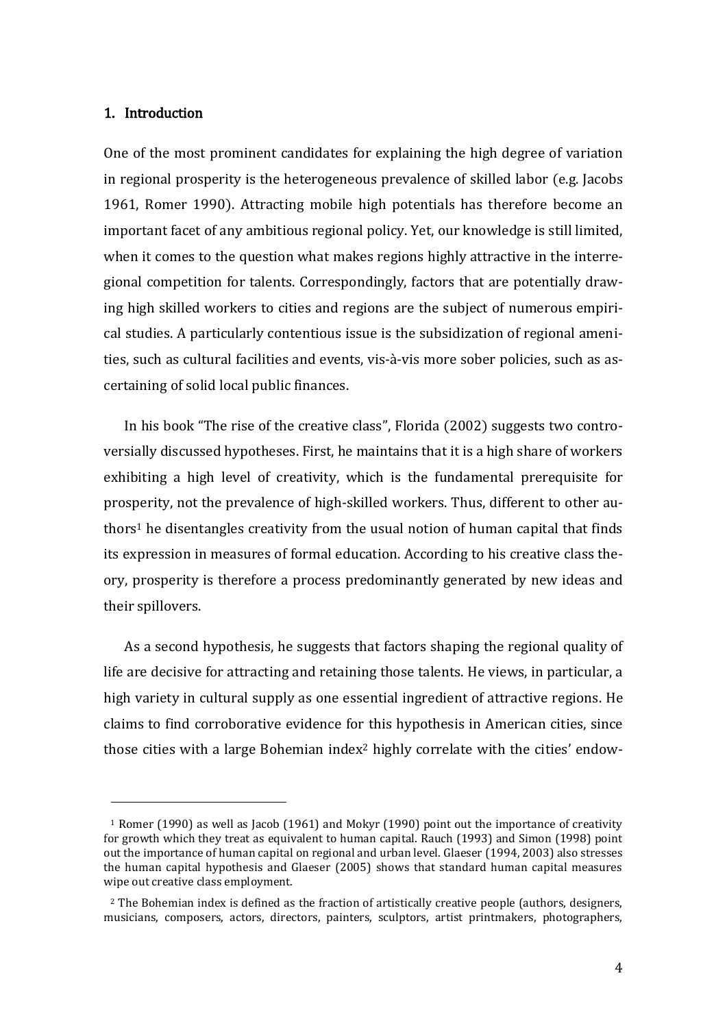## 1. Introduction

One of the most prominent candidates for explaining the high degree of variation in regional prosperity is the heterogeneous prevalence of skilled labor (e.g. Jacobs 1961, Romer 1990). Attracting mobile high potentials has therefore become an important facet of any ambitious regional policy. Yet, our knowledge is still limited, when it comes to the question what makes regions highly attractive in the interregional competition for talents. Correspondingly, factors that are potentially drawing high skilled workers to cities and regions are the subject of numerous empirical studies. A particularly contentious issue is the subsidization of regional amenities, such as cultural facilities and events, vis-à-vis more sober policies, such as ascertaining of solid local public finances.

In his book "The rise of the creative class", Florida (2002) suggests two controversially discussed hypotheses. First, he maintains that it is a high share of workers exhibiting a high level of creativity, which is the fundamental prerequisite for prosperity, not the prevalence of high-skilled workers. Thus, different to other authors[1] he disentangles creativity from the usual notion of human capital that finds its expression in measures of formal education. According to his creative class theory, prosperity is therefore a process predominantly generated by new ideas and their spillovers.

As a second hypothesis, he suggests that factors shaping the regional quality of life are decisive for attracting and retaining those talents. He views, in particular, a high variety in cultural supply as one essential ingredient of attractive regions. He claims to find corroborative evidence for this hypothesis in American cities, since those cities with a large Bohemian index[2] highly correlate with the cities' endow-

---

[1] Romer (1990) as well as Jacob (1961) and Mokyr (1990) point out the importance of creativity for growth which they treat as equivalent to human capital. Rauch (1993) and Simon (1998) point out the importance of human capital on regional and urban level. Glaeser (1994, 2003) also stresses the human capital hypothesis and Glaeser (2005) shows that standard human capital measures wipe out creative class employment.

[2] The Bohemian index is defined as the fraction of artistically creative people (authors, designers, musicians, composers, actors, directors, painters, sculptors, artist printmakers, photographers,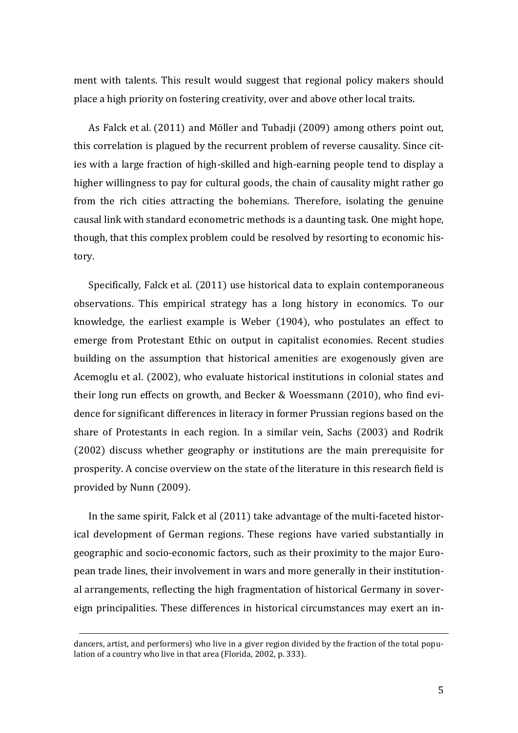ment with talents. This result would suggest that regional policy makers should place a high priority on fostering creativity, over and above other local traits.

As Falck et al. (2011) and Möller and Tubadji (2009) among others point out, this correlation is plagued by the recurrent problem of reverse causality. Since cities with a large fraction of high-skilled and high-earning people tend to display a higher willingness to pay for cultural goods, the chain of causality might rather go from the rich cities attracting the bohemians. Therefore, isolating the genuine causal link with standard econometric methods is a daunting task. One might hope, though, that this complex problem could be resolved by resorting to economic history.

Specifically, Falck et al. (2011) use historical data to explain contemporaneous observations. This empirical strategy has a long history in economics. To our knowledge, the earliest example is Weber (1904), who postulates an effect to emerge from Protestant Ethic on output in capitalist economies. Recent studies building on the assumption that historical amenities are exogenously given are Acemoglu et al. (2002), who evaluate historical institutions in colonial states and their long run effects on growth, and Becker & Woessmann (2010), who find evidence for significant differences in literacy in former Prussian regions based on the share of Protestants in each region. In a similar vein, Sachs (2003) and Rodrik (2002) discuss whether geography or institutions are the main prerequisite for prosperity. A concise overview on the state of the literature in this research field is provided by Nunn (2009).

In the same spirit, Falck et al (2011) take advantage of the multi-faceted historical development of German regions. These regions have varied substantially in geographic and socio-economic factors, such as their proximity to the major European trade lines, their involvement in wars and more generally in their institutional arrangements, reflecting the high fragmentation of historical Germany in sovereign principalities. These differences in historical circumstances may exert an in-

dancers, artist, and performers) who live in a giver region divided by the fraction of the total population of a country who live in that area (Florida, 2002, p. 333).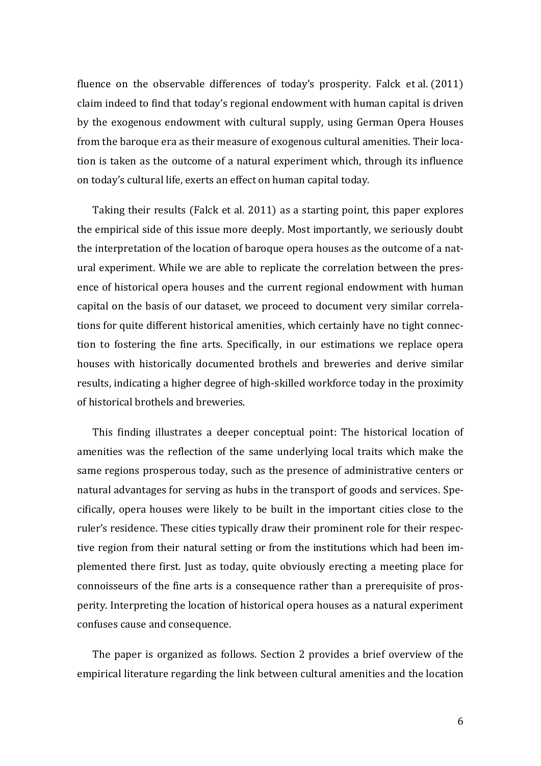fluence on the observable differences of today's prosperity. Falck et al. (2011) claim indeed to find that today's regional endowment with human capital is driven by the exogenous endowment with cultural supply, using German Opera Houses from the baroque era as their measure of exogenous cultural amenities. Their location is taken as the outcome of a natural experiment which, through its influence on today's cultural life, exerts an effect on human capital today.

Taking their results (Falck et al. 2011) as a starting point, this paper explores the empirical side of this issue more deeply. Most importantly, we seriously doubt the interpretation of the location of baroque opera houses as the outcome of a natural experiment. While we are able to replicate the correlation between the presence of historical opera houses and the current regional endowment with human capital on the basis of our dataset, we proceed to document very similar correlations for quite different historical amenities, which certainly have no tight connection to fostering the fine arts. Specifically, in our estimations we replace opera houses with historically documented brothels and breweries and derive similar results, indicating a higher degree of high-skilled workforce today in the proximity of historical brothels and breweries.

This finding illustrates a deeper conceptual point: The historical location of amenities was the reflection of the same underlying local traits which make the same regions prosperous today, such as the presence of administrative centers or natural advantages for serving as hubs in the transport of goods and services. Specifically, opera houses were likely to be built in the important cities close to the ruler's residence. These cities typically draw their prominent role for their respective region from their natural setting or from the institutions which had been implemented there first. Just as today, quite obviously erecting a meeting place for connoisseurs of the fine arts is a consequence rather than a prerequisite of prosperity. Interpreting the location of historical opera houses as a natural experiment confuses cause and consequence.

The paper is organized as follows. Section 2 provides a brief overview of the empirical literature regarding the link between cultural amenities and the location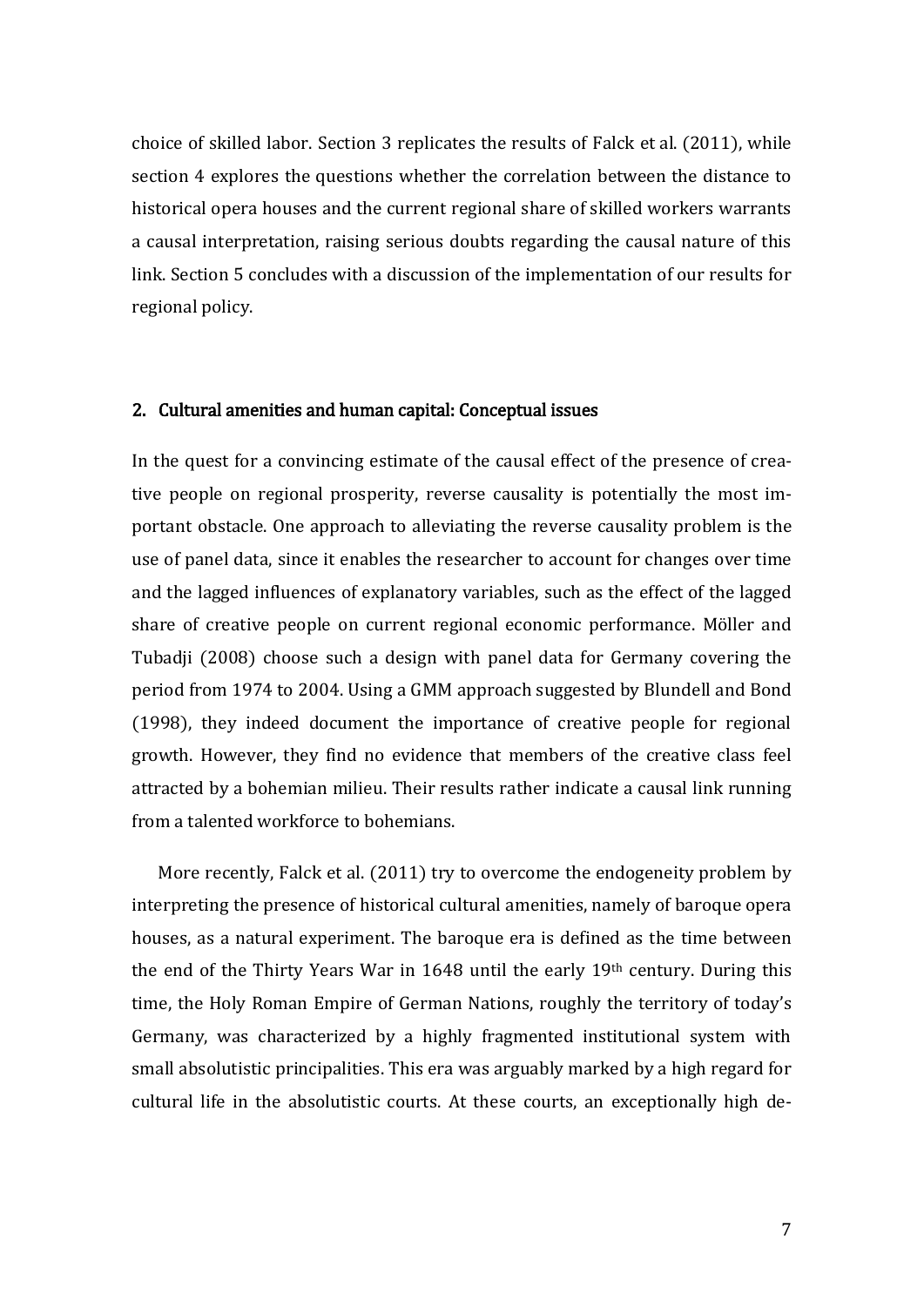choice of skilled labor. Section 3 replicates the results of Falck et al. (2011), while section 4 explores the questions whether the correlation between the distance to historical opera houses and the current regional share of skilled workers warrants a causal interpretation, raising serious doubts regarding the causal nature of this link. Section 5 concludes with a discussion of the implementation of our results for regional policy.

## 2. Cultural amenities and human capital: Conceptual issues

In the quest for a convincing estimate of the causal effect of the presence of creative people on regional prosperity, reverse causality is potentially the most important obstacle. One approach to alleviating the reverse causality problem is the use of panel data, since it enables the researcher to account for changes over time and the lagged influences of explanatory variables, such as the effect of the lagged share of creative people on current regional economic performance. Möller and Tubadji (2008) choose such a design with panel data for Germany covering the period from 1974 to 2004. Using a GMM approach suggested by Blundell and Bond (1998), they indeed document the importance of creative people for regional growth. However, they find no evidence that members of the creative class feel attracted by a bohemian milieu. Their results rather indicate a causal link running from a talented workforce to bohemians.

More recently, Falck et al. (2011) try to overcome the endogeneity problem by interpreting the presence of historical cultural amenities, namely of baroque opera houses, as a natural experiment. The baroque era is defined as the time between the end of the Thirty Years War in 1648 until the early 19th century. During this time, the Holy Roman Empire of German Nations, roughly the territory of today's Germany, was characterized by a highly fragmented institutional system with small absolutistic principalities. This era was arguably marked by a high regard for cultural life in the absolutistic courts. At these courts, an exceptionally high de-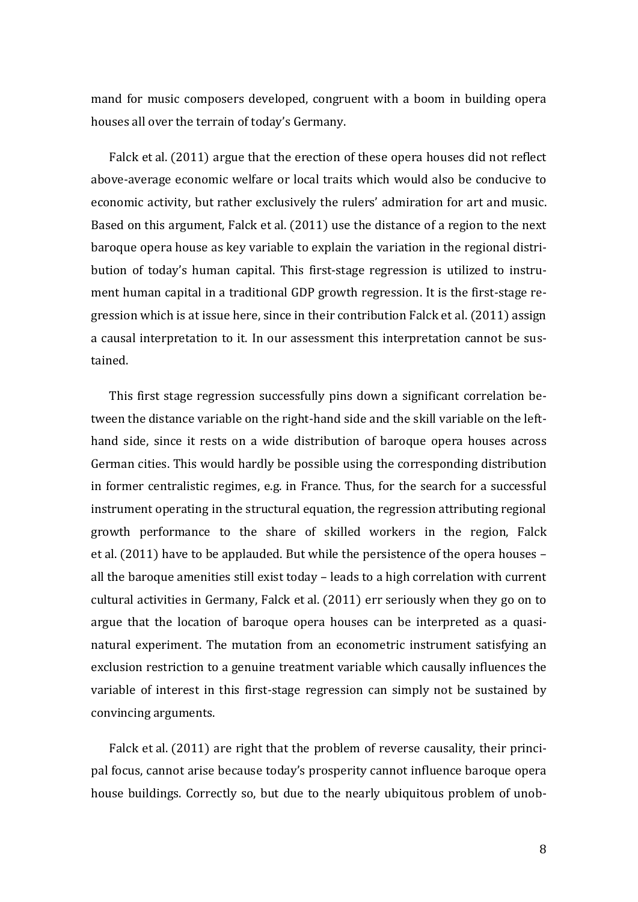mand for music composers developed, congruent with a boom in building opera houses all over the terrain of today's Germany.

Falck et al. (2011) argue that the erection of these opera houses did not reflect above-average economic welfare or local traits which would also be conducive to economic activity, but rather exclusively the rulers' admiration for art and music. Based on this argument, Falck et al. (2011) use the distance of a region to the next baroque opera house as key variable to explain the variation in the regional distribution of today's human capital. This first-stage regression is utilized to instrument human capital in a traditional GDP growth regression. It is the first-stage regression which is at issue here, since in their contribution Falck et al. (2011) assign a causal interpretation to it. In our assessment this interpretation cannot be sustained.

This first stage regression successfully pins down a significant correlation between the distance variable on the right-hand side and the skill variable on the left-hand side, since it rests on a wide distribution of baroque opera houses across German cities. This would hardly be possible using the corresponding distribution in former centralistic regimes, e.g. in France. Thus, for the search for a successful instrument operating in the structural equation, the regression attributing regional growth performance to the share of skilled workers in the region, Falck et al. (2011) have to be applauded. But while the persistence of the opera houses – all the baroque amenities still exist today – leads to a high correlation with current cultural activities in Germany, Falck et al. (2011) err seriously when they go on to argue that the location of baroque opera houses can be interpreted as a quasi-natural experiment. The mutation from an econometric instrument satisfying an exclusion restriction to a genuine treatment variable which causally influences the variable of interest in this first-stage regression can simply not be sustained by convincing arguments.

Falck et al. (2011) are right that the problem of reverse causality, their principal focus, cannot arise because today's prosperity cannot influence baroque opera house buildings. Correctly so, but due to the nearly ubiquitous problem of unob-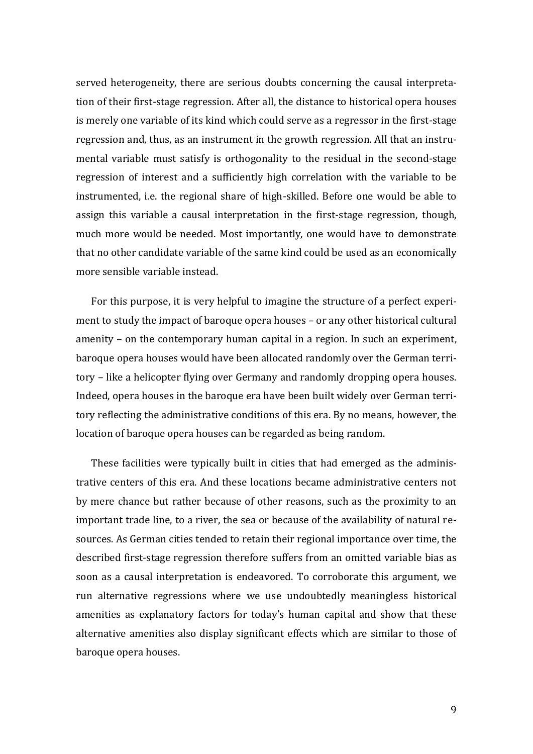served heterogeneity, there are serious doubts concerning the causal interpretation of their first-stage regression. After all, the distance to historical opera houses is merely one variable of its kind which could serve as a regressor in the first-stage regression and, thus, as an instrument in the growth regression. All that an instrumental variable must satisfy is orthogonality to the residual in the second-stage regression of interest and a sufficiently high correlation with the variable to be instrumented, i.e. the regional share of high-skilled. Before one would be able to assign this variable a causal interpretation in the first-stage regression, though, much more would be needed. Most importantly, one would have to demonstrate that no other candidate variable of the same kind could be used as an economically more sensible variable instead.

For this purpose, it is very helpful to imagine the structure of a perfect experiment to study the impact of baroque opera houses – or any other historical cultural amenity – on the contemporary human capital in a region. In such an experiment, baroque opera houses would have been allocated randomly over the German territory – like a helicopter flying over Germany and randomly dropping opera houses. Indeed, opera houses in the baroque era have been built widely over German territory reflecting the administrative conditions of this era. By no means, however, the location of baroque opera houses can be regarded as being random.

These facilities were typically built in cities that had emerged as the administrative centers of this era. And these locations became administrative centers not by mere chance but rather because of other reasons, such as the proximity to an important trade line, to a river, the sea or because of the availability of natural resources. As German cities tended to retain their regional importance over time, the described first-stage regression therefore suffers from an omitted variable bias as soon as a causal interpretation is endeavored. To corroborate this argument, we run alternative regressions where we use undoubtedly meaningless historical amenities as explanatory factors for today's human capital and show that these alternative amenities also display significant effects which are similar to those of baroque opera houses.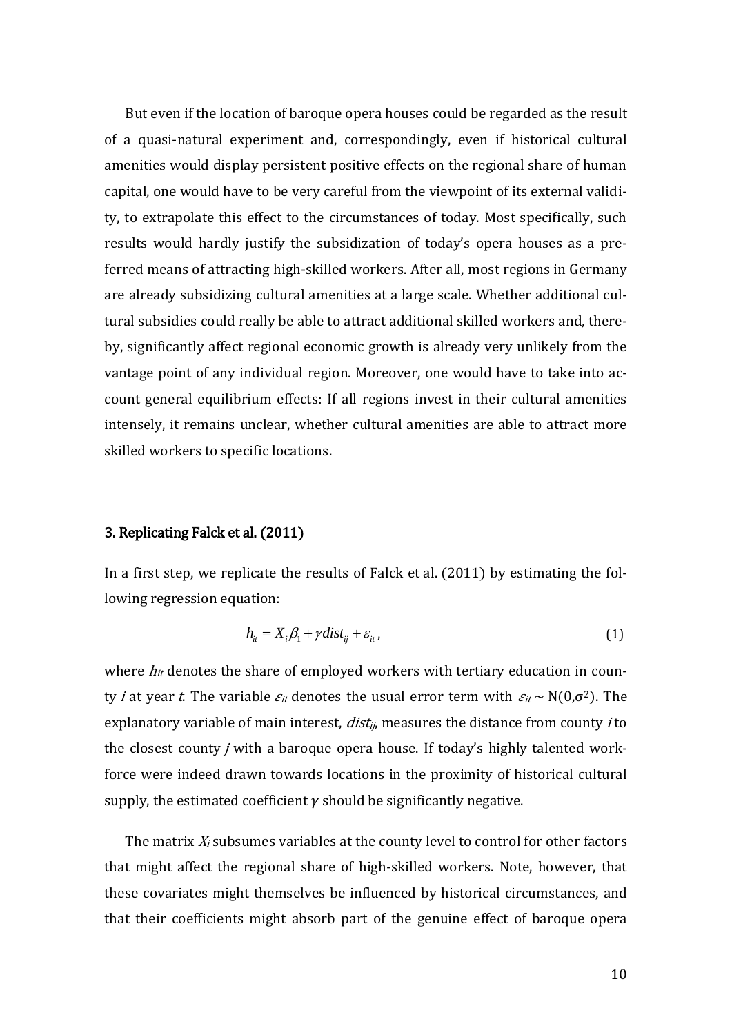But even if the location of baroque opera houses could be regarded as the result of a quasi-natural experiment and, correspondingly, even if historical cultural amenities would display persistent positive effects on the regional share of human capital, one would have to be very careful from the viewpoint of its external validity, to extrapolate this effect to the circumstances of today. Most specifically, such results would hardly justify the subsidization of today's opera houses as a preferred means of attracting high-skilled workers. After all, most regions in Germany are already subsidizing cultural amenities at a large scale. Whether additional cultural subsidies could really be able to attract additional skilled workers and, thereby, significantly affect regional economic growth is already very unlikely from the vantage point of any individual region. Moreover, one would have to take into account general equilibrium effects: If all regions invest in their cultural amenities intensely, it remains unclear, whether cultural amenities are able to attract more skilled workers to specific locations.

### 3. Replicating Falck et al. (2011)

In a first step, we replicate the results of Falck et al. (2011) by estimating the following regression equation:

$$h_{it} = X_i \beta_1 + \gamma dist_{ij} + \varepsilon_{it}, \tag{1}$$

where $h_{it}$ denotes the share of employed workers with tertiary education in county $i$ at year $t$. The variable $\varepsilon_{it}$ denotes the usual error term with $\varepsilon_{it} \sim N(0,\sigma^2)$. The explanatory variable of main interest, $dist_{ij}$, measures the distance from county $i$ to the closest county $j$ with a baroque opera house. If today's highly talented workforce were indeed drawn towards locations in the proximity of historical cultural supply, the estimated coefficient $\gamma$ should be significantly negative.

The matrix $X_i$ subsumes variables at the county level to control for other factors that might affect the regional share of high-skilled workers. Note, however, that these covariates might themselves be influenced by historical circumstances, and that their coefficients might absorb part of the genuine effect of baroque opera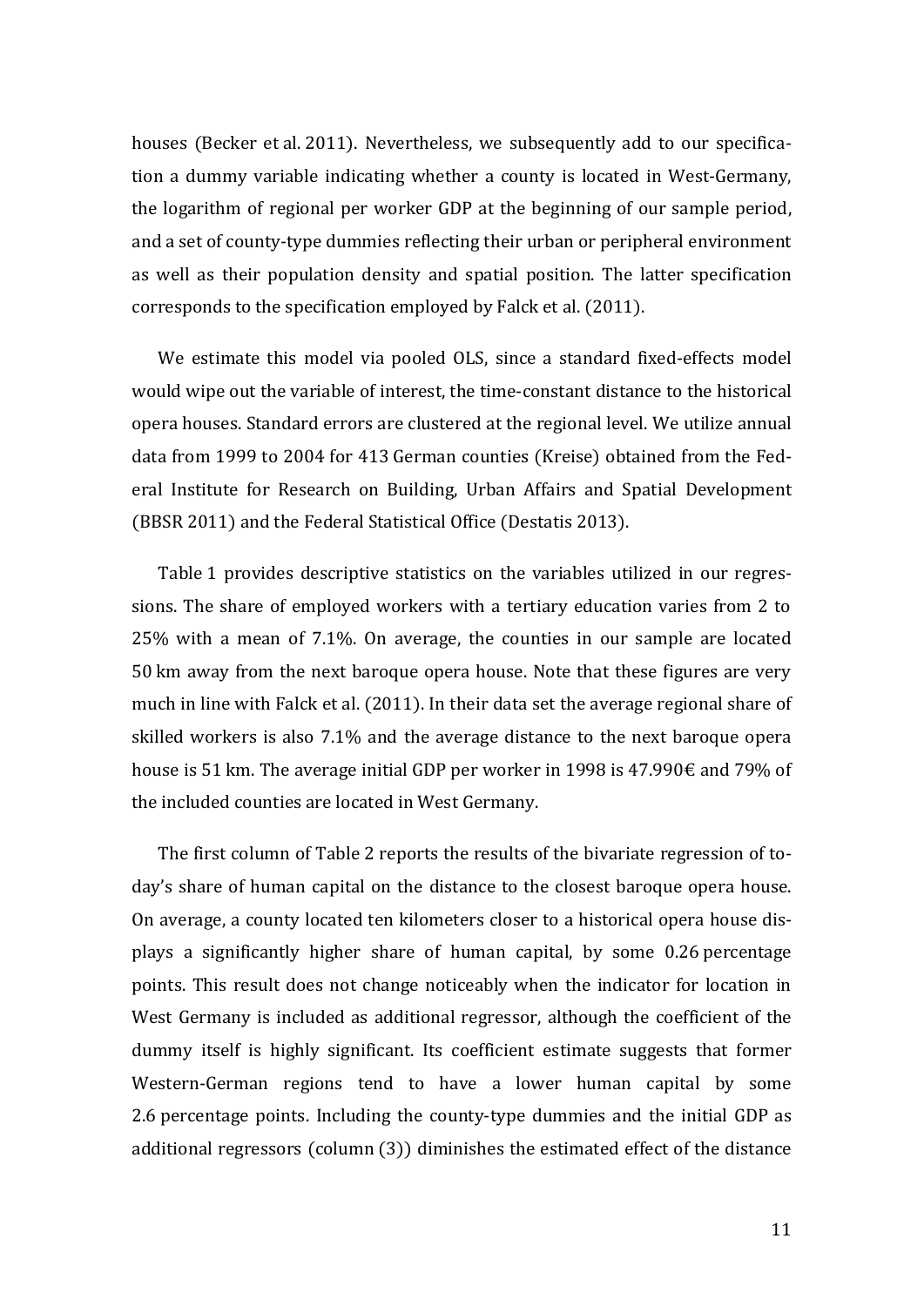houses (Becker et al. 2011). Nevertheless, we subsequently add to our specification a dummy variable indicating whether a county is located in West-Germany, the logarithm of regional per worker GDP at the beginning of our sample period, and a set of county-type dummies reflecting their urban or peripheral environment as well as their population density and spatial position. The latter specification corresponds to the specification employed by Falck et al. (2011).

We estimate this model via pooled OLS, since a standard fixed-effects model would wipe out the variable of interest, the time-constant distance to the historical opera houses. Standard errors are clustered at the regional level. We utilize annual data from 1999 to 2004 for 413 German counties (Kreise) obtained from the Federal Institute for Research on Building, Urban Affairs and Spatial Development (BBSR 2011) and the Federal Statistical Office (Destatis 2013).

Table 1 provides descriptive statistics on the variables utilized in our regressions. The share of employed workers with a tertiary education varies from 2 to 25% with a mean of 7.1%. On average, the counties in our sample are located 50 km away from the next baroque opera house. Note that these figures are very much in line with Falck et al. (2011). In their data set the average regional share of skilled workers is also 7.1% and the average distance to the next baroque opera house is 51 km. The average initial GDP per worker in 1998 is 47.990€ and 79% of the included counties are located in West Germany.

The first column of Table 2 reports the results of the bivariate regression of today's share of human capital on the distance to the closest baroque opera house. On average, a county located ten kilometers closer to a historical opera house displays a significantly higher share of human capital, by some 0.26 percentage points. This result does not change noticeably when the indicator for location in West Germany is included as additional regressor, although the coefficient of the dummy itself is highly significant. Its coefficient estimate suggests that former Western-German regions tend to have a lower human capital by some 2.6 percentage points. Including the county-type dummies and the initial GDP as additional regressors (column (3)) diminishes the estimated effect of the distance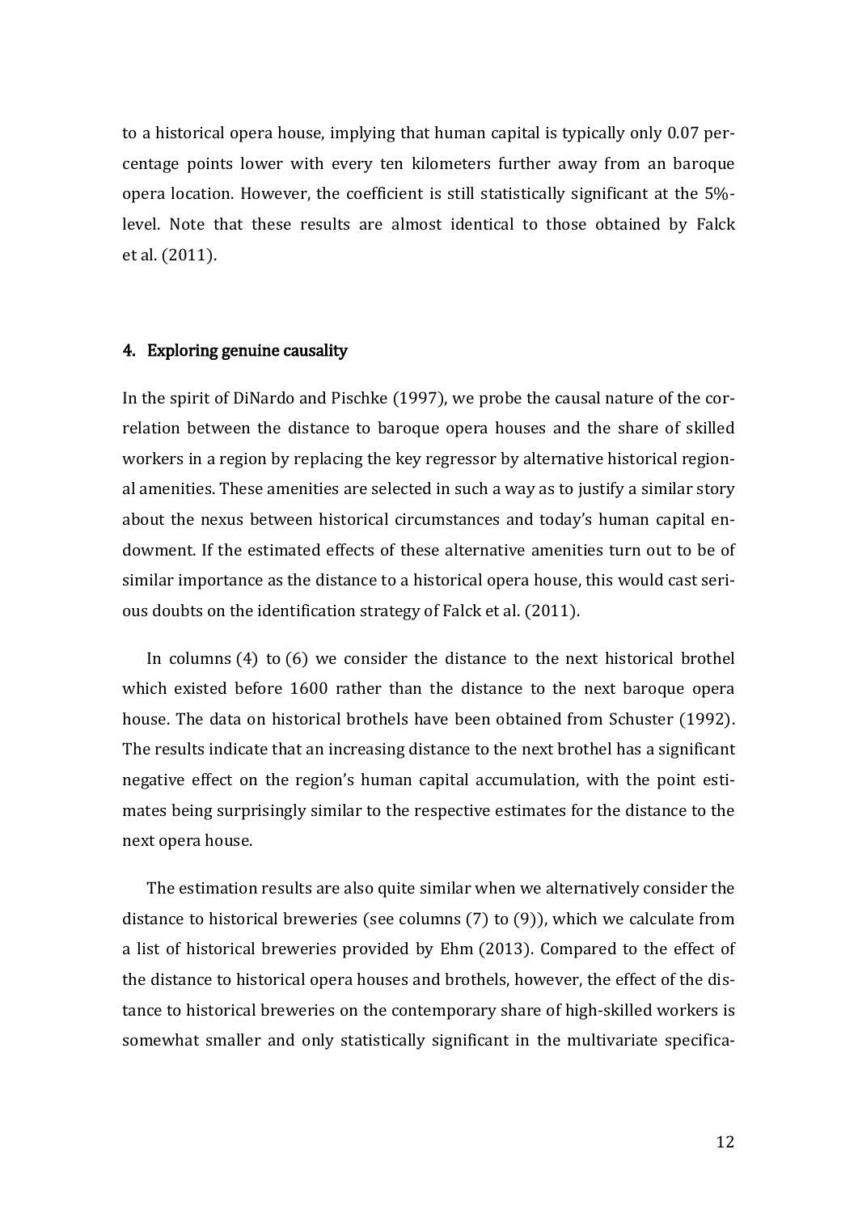to a historical opera house, implying that human capital is typically only 0.07 percentage points lower with every ten kilometers further away from an baroque opera location. However, the coefficient is still statistically significant at the 5%-level. Note that these results are almost identical to those obtained by Falck et al. (2011).

## 4. Exploring genuine causality

In the spirit of DiNardo and Pischke (1997), we probe the causal nature of the correlation between the distance to baroque opera houses and the share of skilled workers in a region by replacing the key regressor by alternative historical regional amenities. These amenities are selected in such a way as to justify a similar story about the nexus between historical circumstances and today's human capital endowment. If the estimated effects of these alternative amenities turn out to be of similar importance as the distance to a historical opera house, this would cast serious doubts on the identification strategy of Falck et al. (2011).

In columns (4) to (6) we consider the distance to the next historical brothel which existed before 1600 rather than the distance to the next baroque opera house. The data on historical brothels have been obtained from Schuster (1992). The results indicate that an increasing distance to the next brothel has a significant negative effect on the region's human capital accumulation, with the point estimates being surprisingly similar to the respective estimates for the distance to the next opera house.

The estimation results are also quite similar when we alternatively consider the distance to historical breweries (see columns (7) to (9)), which we calculate from a list of historical breweries provided by Ehm (2013). Compared to the effect of the distance to historical opera houses and brothels, however, the effect of the distance to historical breweries on the contemporary share of high-skilled workers is somewhat smaller and only statistically significant in the multivariate specifica-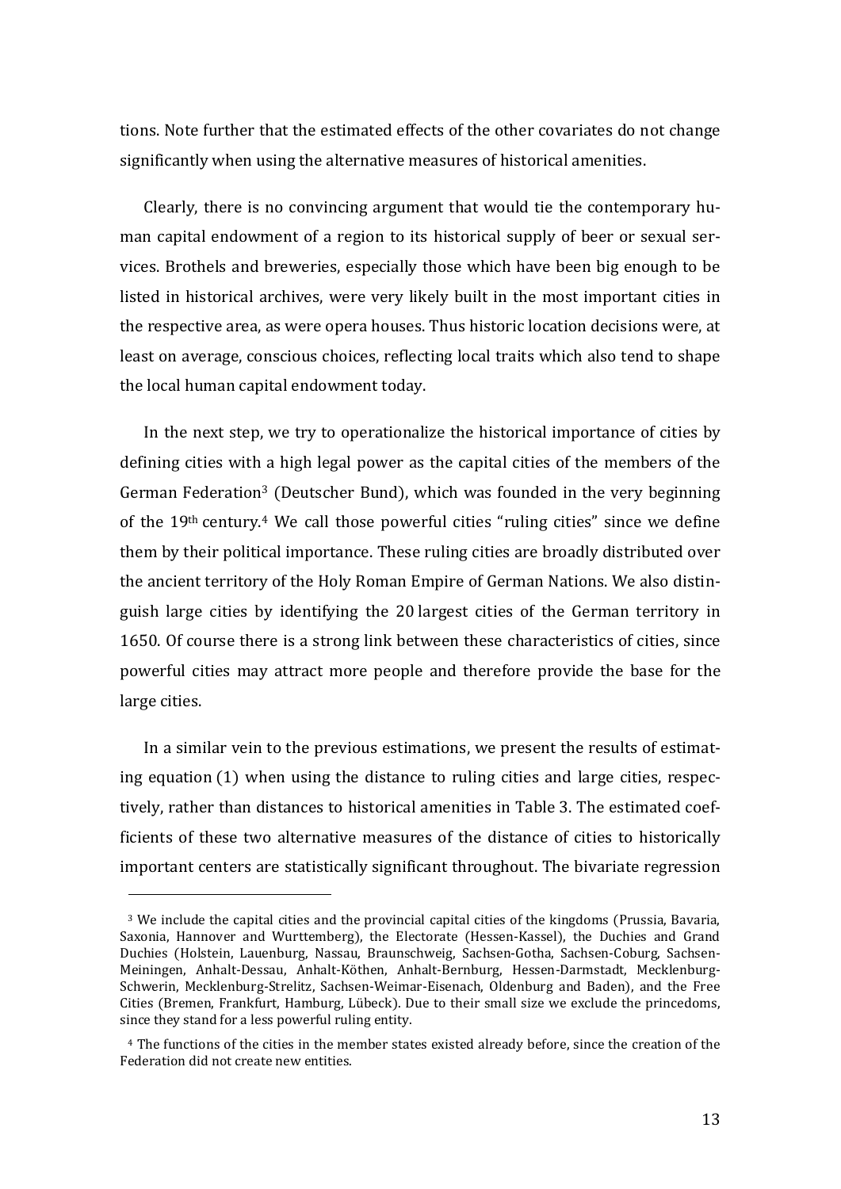tions. Note further that the estimated effects of the other covariates do not change significantly when using the alternative measures of historical amenities.

Clearly, there is no convincing argument that would tie the contemporary human capital endowment of a region to its historical supply of beer or sexual services. Brothels and breweries, especially those which have been big enough to be listed in historical archives, were very likely built in the most important cities in the respective area, as were opera houses. Thus historic location decisions were, at least on average, conscious choices, reflecting local traits which also tend to shape the local human capital endowment today.

In the next step, we try to operationalize the historical importance of cities by defining cities with a high legal power as the capital cities of the members of the German Federation[3] (Deutscher Bund), which was founded in the very beginning of the 19th century.[4] We call those powerful cities "ruling cities" since we define them by their political importance. These ruling cities are broadly distributed over the ancient territory of the Holy Roman Empire of German Nations. We also distinguish large cities by identifying the 20 largest cities of the German territory in 1650. Of course there is a strong link between these characteristics of cities, since powerful cities may attract more people and therefore provide the base for the large cities.

In a similar vein to the previous estimations, we present the results of estimating equation (1) when using the distance to ruling cities and large cities, respectively, rather than distances to historical amenities in Table 3. The estimated coefficients of these two alternative measures of the distance of cities to historically important centers are statistically significant throughout. The bivariate regression

[3] We include the capital cities and the provincial capital cities of the kingdoms (Prussia, Bavaria, Saxonia, Hannover and Wurttemberg), the Electorate (Hessen-Kassel), the Duchies and Grand Duchies (Holstein, Lauenburg, Nassau, Braunschweig, Sachsen-Gotha, Sachsen-Coburg, Sachsen-Meiningen, Anhalt-Dessau, Anhalt-Köthen, Anhalt-Bernburg, Hessen-Darmstadt, Mecklenburg-Schwerin, Mecklenburg-Strelitz, Sachsen-Weimar-Eisenach, Oldenburg and Baden), and the Free Cities (Bremen, Frankfurt, Hamburg, Lübeck). Due to their small size we exclude the princedoms, since they stand for a less powerful ruling entity.

[4] The functions of the cities in the member states existed already before, since the creation of the Federation did not create new entities.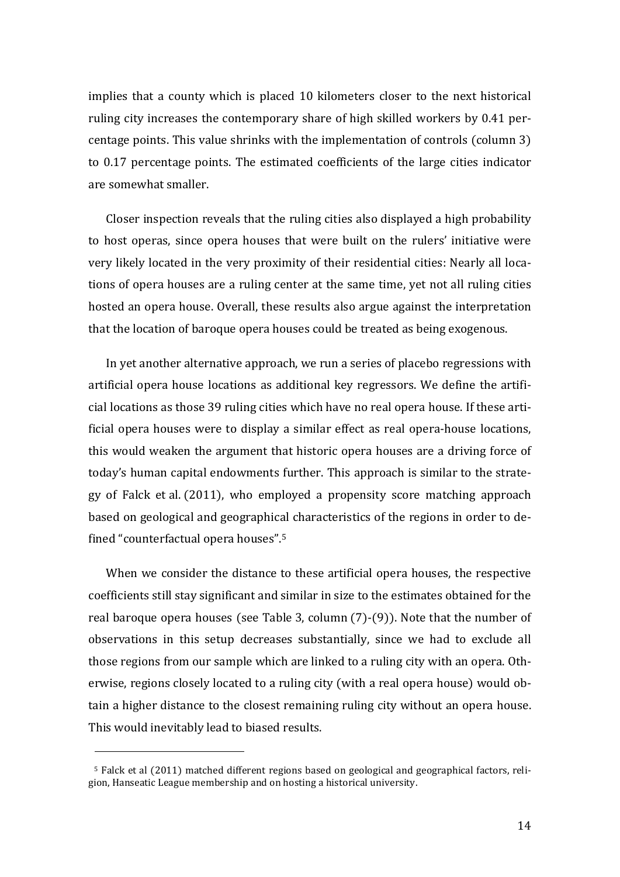implies that a county which is placed 10 kilometers closer to the next historical ruling city increases the contemporary share of high skilled workers by 0.41 percentage points. This value shrinks with the implementation of controls (column 3) to 0.17 percentage points. The estimated coefficients of the large cities indicator are somewhat smaller.

Closer inspection reveals that the ruling cities also displayed a high probability to host operas, since opera houses that were built on the rulers' initiative were very likely located in the very proximity of their residential cities: Nearly all locations of opera houses are a ruling center at the same time, yet not all ruling cities hosted an opera house. Overall, these results also argue against the interpretation that the location of baroque opera houses could be treated as being exogenous.

In yet another alternative approach, we run a series of placebo regressions with artificial opera house locations as additional key regressors. We define the artificial locations as those 39 ruling cities which have no real opera house. If these artificial opera houses were to display a similar effect as real opera-house locations, this would weaken the argument that historic opera houses are a driving force of today's human capital endowments further. This approach is similar to the strategy of Falck et al. (2011), who employed a propensity score matching approach based on geological and geographical characteristics of the regions in order to defined "counterfactual opera houses".[5]

When we consider the distance to these artificial opera houses, the respective coefficients still stay significant and similar in size to the estimates obtained for the real baroque opera houses (see Table 3, column (7)-(9)). Note that the number of observations in this setup decreases substantially, since we had to exclude all those regions from our sample which are linked to a ruling city with an opera. Otherwise, regions closely located to a ruling city (with a real opera house) would obtain a higher distance to the closest remaining ruling city without an opera house. This would inevitably lead to biased results.

[5] Falck et al (2011) matched different regions based on geological and geographical factors, religion, Hanseatic League membership and on hosting a historical university.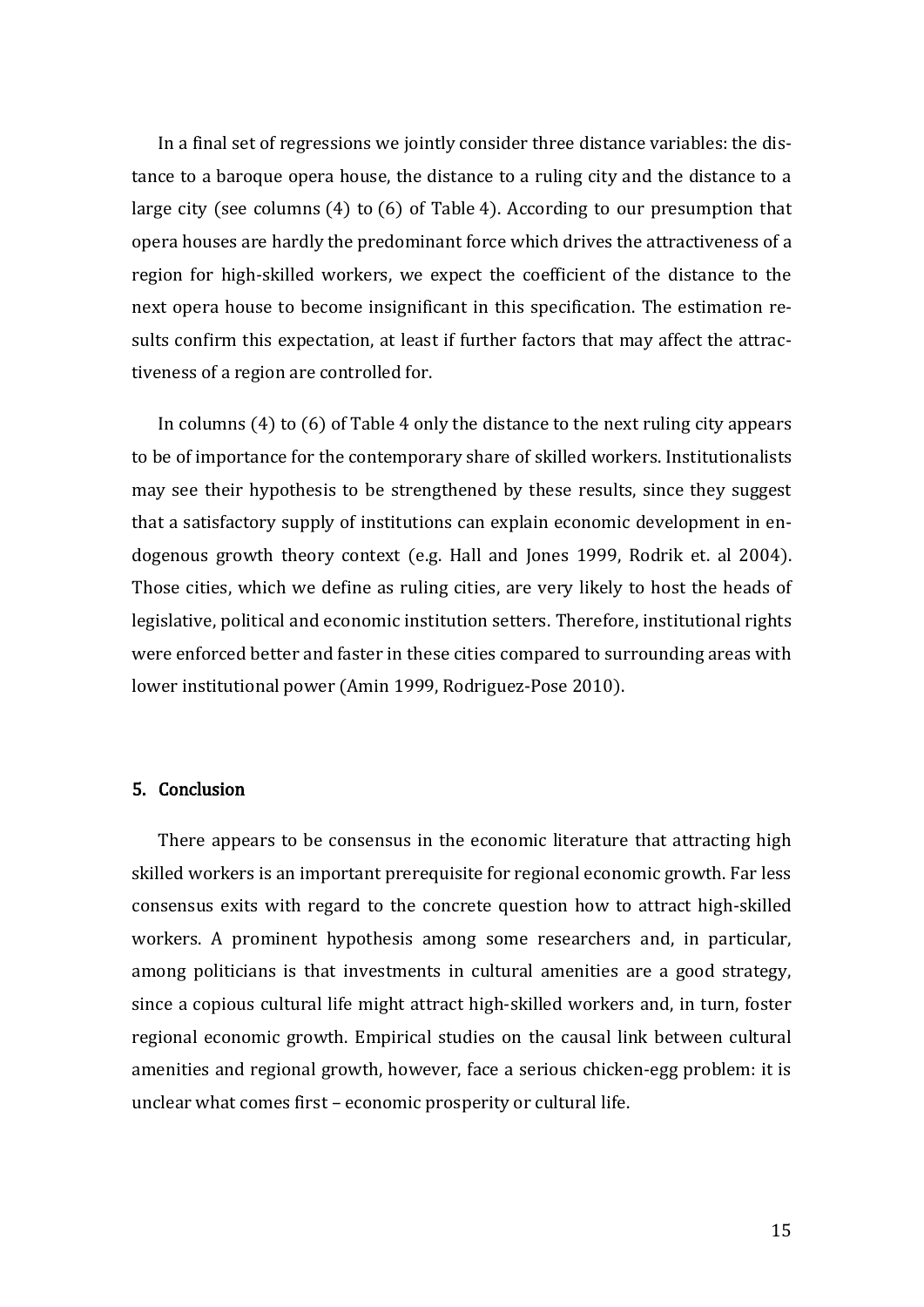In a final set of regressions we jointly consider three distance variables: the distance to a baroque opera house, the distance to a ruling city and the distance to a large city (see columns (4) to (6) of Table 4). According to our presumption that opera houses are hardly the predominant force which drives the attractiveness of a region for high-skilled workers, we expect the coefficient of the distance to the next opera house to become insignificant in this specification. The estimation results confirm this expectation, at least if further factors that may affect the attractiveness of a region are controlled for.

In columns (4) to (6) of Table 4 only the distance to the next ruling city appears to be of importance for the contemporary share of skilled workers. Institutionalists may see their hypothesis to be strengthened by these results, since they suggest that a satisfactory supply of institutions can explain economic development in endogenous growth theory context (e.g. Hall and Jones 1999, Rodrik et. al 2004). Those cities, which we define as ruling cities, are very likely to host the heads of legislative, political and economic institution setters. Therefore, institutional rights were enforced better and faster in these cities compared to surrounding areas with lower institutional power (Amin 1999, Rodriguez-Pose 2010).

## 5. Conclusion

There appears to be consensus in the economic literature that attracting high skilled workers is an important prerequisite for regional economic growth. Far less consensus exits with regard to the concrete question how to attract high-skilled workers. A prominent hypothesis among some researchers and, in particular, among politicians is that investments in cultural amenities are a good strategy, since a copious cultural life might attract high-skilled workers and, in turn, foster regional economic growth. Empirical studies on the causal link between cultural amenities and regional growth, however, face a serious chicken-egg problem: it is unclear what comes first – economic prosperity or cultural life.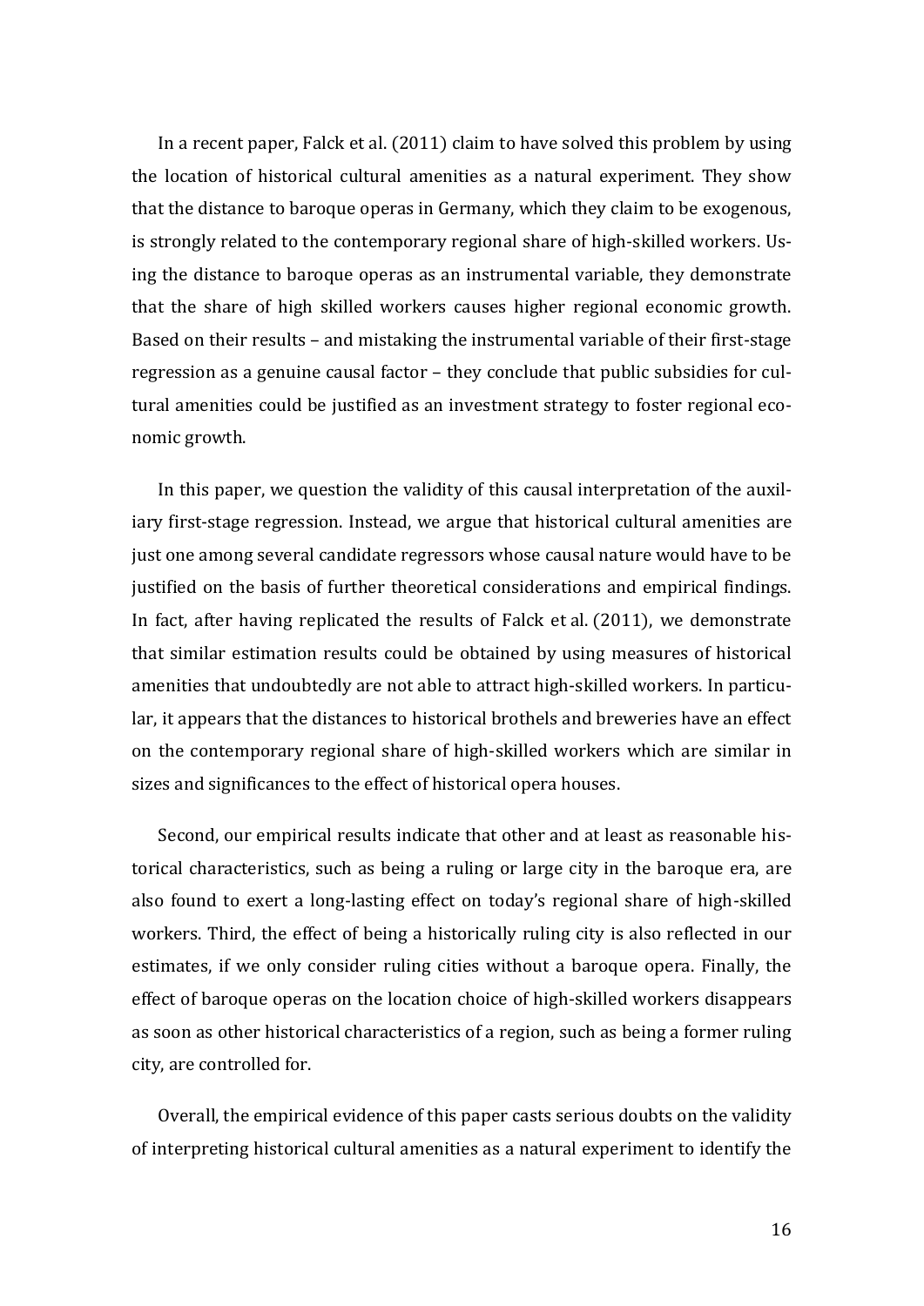In a recent paper, Falck et al. (2011) claim to have solved this problem by using the location of historical cultural amenities as a natural experiment. They show that the distance to baroque operas in Germany, which they claim to be exogenous, is strongly related to the contemporary regional share of high-skilled workers. Using the distance to baroque operas as an instrumental variable, they demonstrate that the share of high skilled workers causes higher regional economic growth. Based on their results – and mistaking the instrumental variable of their first-stage regression as a genuine causal factor – they conclude that public subsidies for cultural amenities could be justified as an investment strategy to foster regional economic growth.

In this paper, we question the validity of this causal interpretation of the auxiliary first-stage regression. Instead, we argue that historical cultural amenities are just one among several candidate regressors whose causal nature would have to be justified on the basis of further theoretical considerations and empirical findings. In fact, after having replicated the results of Falck et al. (2011), we demonstrate that similar estimation results could be obtained by using measures of historical amenities that undoubtedly are not able to attract high-skilled workers. In particular, it appears that the distances to historical brothels and breweries have an effect on the contemporary regional share of high-skilled workers which are similar in sizes and significances to the effect of historical opera houses.

Second, our empirical results indicate that other and at least as reasonable historical characteristics, such as being a ruling or large city in the baroque era, are also found to exert a long-lasting effect on today's regional share of high-skilled workers. Third, the effect of being a historically ruling city is also reflected in our estimates, if we only consider ruling cities without a baroque opera. Finally, the effect of baroque operas on the location choice of high-skilled workers disappears as soon as other historical characteristics of a region, such as being a former ruling city, are controlled for.

Overall, the empirical evidence of this paper casts serious doubts on the validity of interpreting historical cultural amenities as a natural experiment to identify the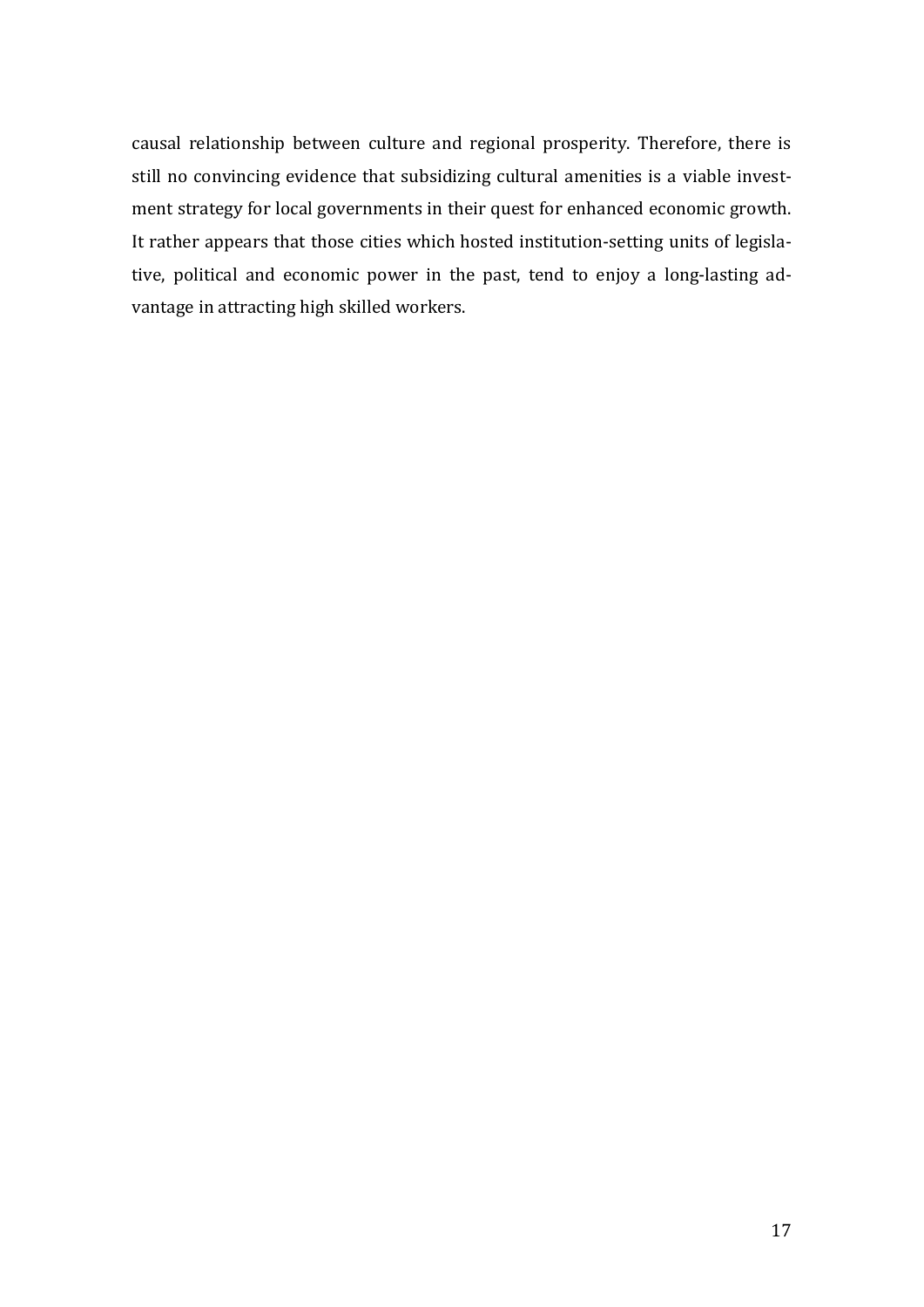causal relationship between culture and regional prosperity. Therefore, there is still no convincing evidence that subsidizing cultural amenities is a viable investment strategy for local governments in their quest for enhanced economic growth. It rather appears that those cities which hosted institution-setting units of legislative, political and economic power in the past, tend to enjoy a long-lasting advantage in attracting high skilled workers.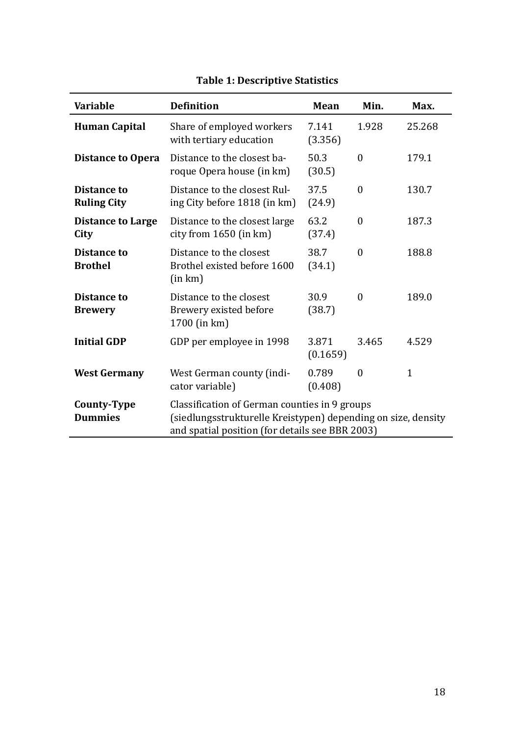**Table 1: Descriptive Statistics**

| Variable | Definition | Mean | Min. | Max. |
|---|---|---|---|---|
| **Human Capital** | Share of employed workers with tertiary education | 7.141 (3.356) | 1.928 | 25.268 |
| **Distance to Opera** | Distance to the closest baroque Opera house (in km) | 50.3 (30.5) | 0 | 179.1 |
| **Distance to Ruling City** | Distance to the closest Ruling City before 1818 (in km) | 37.5 (24.9) | 0 | 130.7 |
| **Distance to Large City** | Distance to the closest large city from 1650 (in km) | 63.2 (37.4) | 0 | 187.3 |
| **Distance to Brothel** | Distance to the closest Brothel existed before 1600 (in km) | 38.7 (34.1) | 0 | 188.8 |
| **Distance to Brewery** | Distance to the closest Brewery existed before 1700 (in km) | 30.9 (38.7) | 0 | 189.0 |
| **Initial GDP** | GDP per employee in 1998 | 3.871 (0.1659) | 3.465 | 4.529 |
| **West Germany** | West German county (indicator variable) | 0.789 (0.408) | 0 | 1 |
| **County-Type Dummies** | Classification of German counties in 9 groups (siedlungsstrukturelle Kreistypen) depending on size, density and spatial position (for details see BBR 2003) | | | |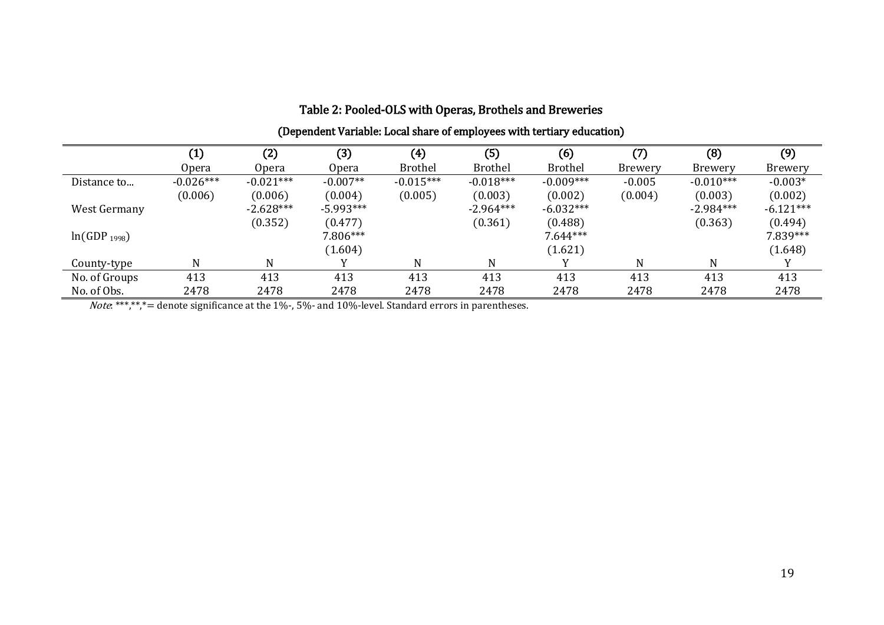## Table 2: Pooled-OLS with Operas, Brothels and Breweries

(Dependent Variable: Local share of employees with tertiary education)

| | (1) | (2) | (3) | (4) | (5) | (6) | (7) | (8) | (9) |
|---|---|---|---|---|---|---|---|---|---|
| | Opera | Opera | Opera | Brothel | Brothel | Brothel | Brewery | Brewery | Brewery |
| Distance to... | -0.026*** | -0.021*** | -0.007** | -0.015*** | -0.018*** | -0.009*** | -0.005 | -0.010*** | -0.003* |
| | (0.006) | (0.006) | (0.004) | (0.005) | (0.003) | (0.002) | (0.004) | (0.003) | (0.002) |
| West Germany | | -2.628*** | -5.993*** | | -2.964*** | -6.032*** | | -2.984*** | -6.121*** |
| | | (0.352) | (0.477) | | (0.361) | (0.488) | | (0.363) | (0.494) |
| $\ln(GDP_{1998})$ | | | 7.806*** | | | 7.644*** | | | 7.839*** |
| | | | (1.604) | | | (1.621) | | | (1.648) |
| County-type | N | N | Y | N | N | Y | N | N | Y |
| No. of Groups | 413 | 413 | 413 | 413 | 413 | 413 | 413 | 413 | 413 |
| No. of Obs. | 2478 | 2478 | 2478 | 2478 | 2478 | 2478 | 2478 | 2478 | 2478 |

*Note*: ***,**,*= denote significance at the 1%-, 5%- and 10%-level. Standard errors in parentheses.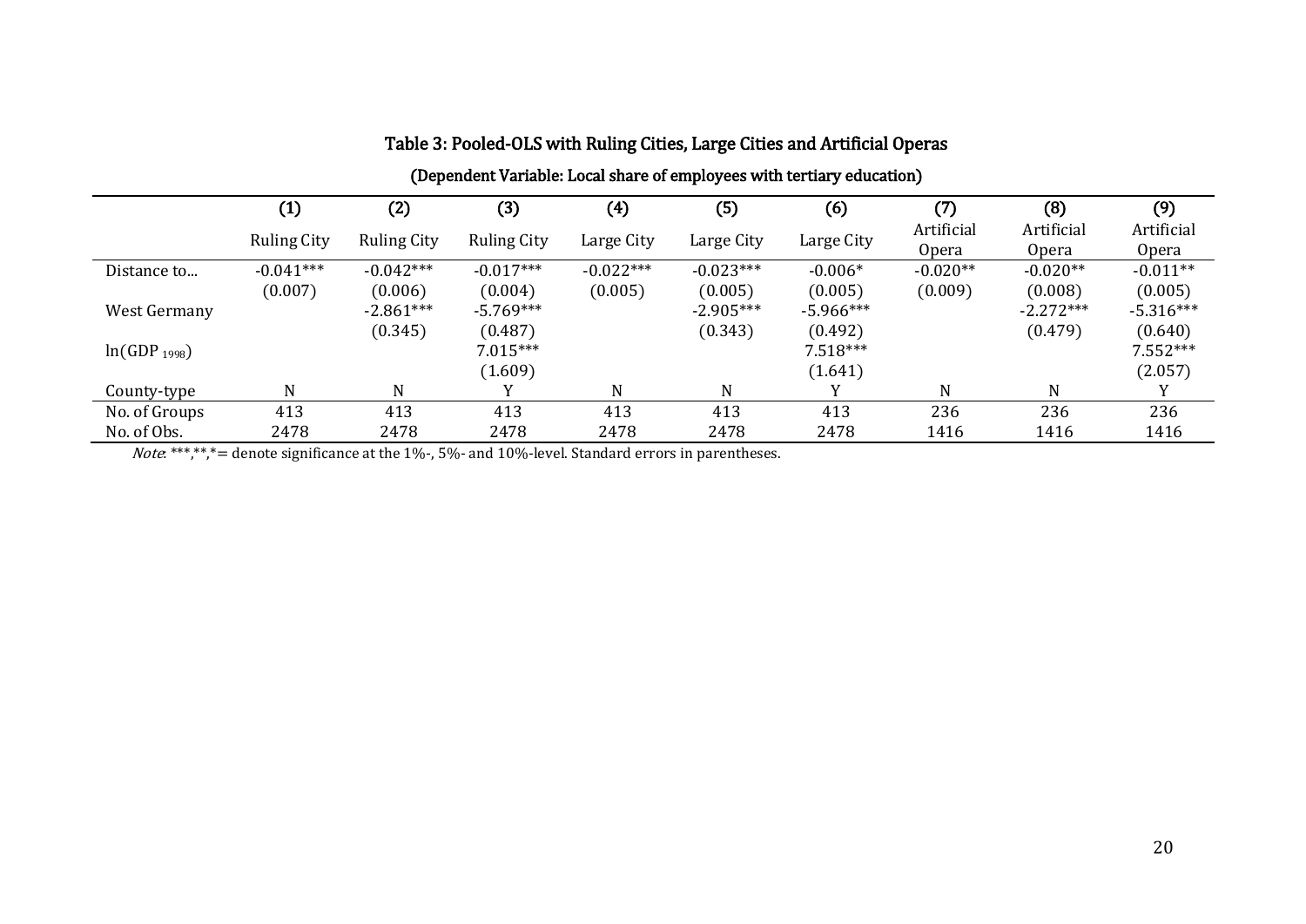# Table 3: Pooled-OLS with Ruling Cities, Large Cities and Artificial Operas

(Dependent Variable: Local share of employees with tertiary education)

| | (1) | (2) | (3) | (4) | (5) | (6) | (7) | (8) | (9) |
|---|---|---|---|---|---|---|---|---|---|
| | Ruling City | Ruling City | Ruling City | Large City | Large City | Large City | Artificial Opera | Artificial Opera | Artificial Opera |
| Distance to... | -0.041*** | -0.042*** | -0.017*** | -0.022*** | -0.023*** | -0.006* | -0.020** | -0.020** | -0.011** |
| | (0.007) | (0.006) | (0.004) | (0.005) | (0.005) | (0.005) | (0.009) | (0.008) | (0.005) |
| West Germany | | -2.861*** | -5.769*** | | -2.905*** | -5.966*** | | -2.272*** | -5.316*** |
| | | (0.345) | (0.487) | | (0.343) | (0.492) | | (0.479) | (0.640) |
| ln(GDP $_{1998}$) | | | 7.015*** | | | 7.518*** | | | 7.552*** |
| | | | (1.609) | | | (1.641) | | | (2.057) |
| County-type | N | N | Y | N | N | Y | N | N | Y |
| No. of Groups | 413 | 413 | 413 | 413 | 413 | 413 | 236 | 236 | 236 |
| No. of Obs. | 2478 | 2478 | 2478 | 2478 | 2478 | 2478 | 1416 | 1416 | 1416 |

*Note*: ***,**,*= denote significance at the 1%-, 5%- and 10%-level. Standard errors in parentheses.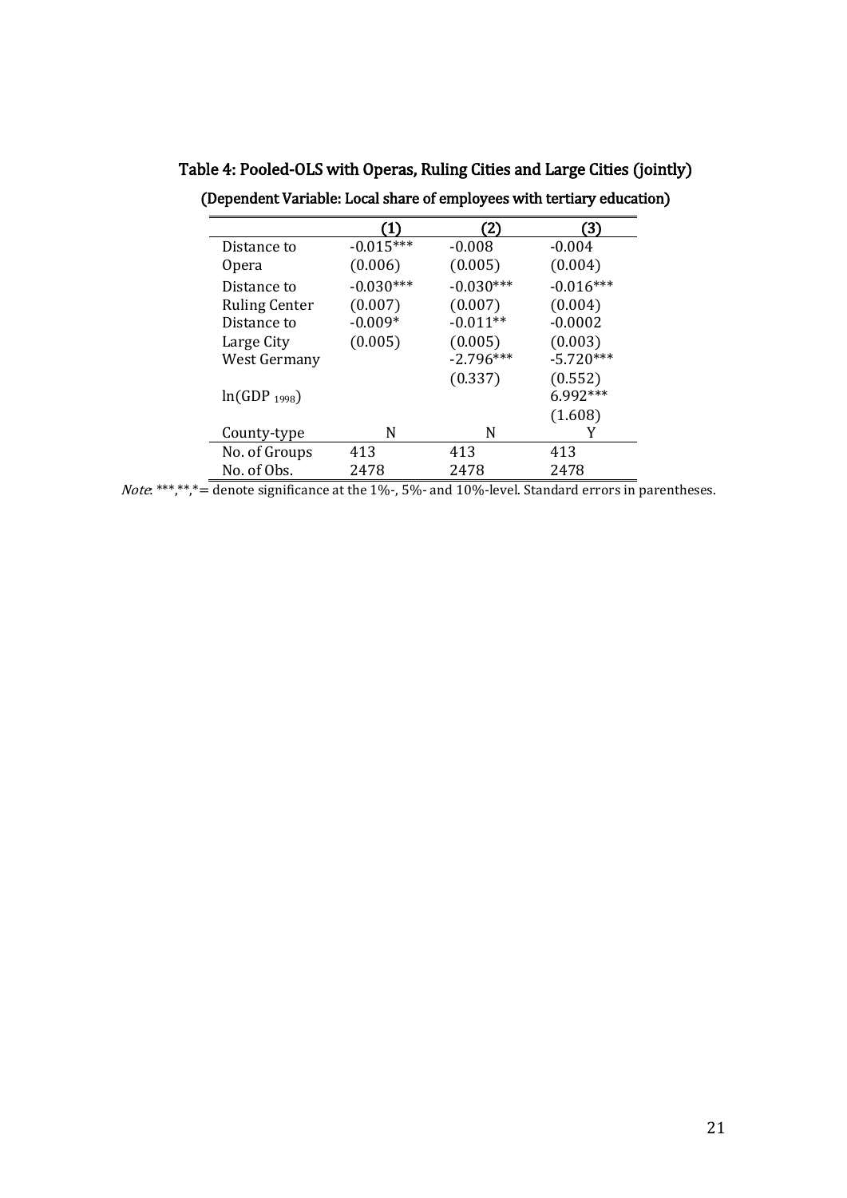## Table 4: Pooled-OLS with Operas, Ruling Cities and Large Cities (jointly)

### (Dependent Variable: Local share of employees with tertiary education)

| | (1) | (2) | (3) |
|---|---|---|---|
| Distance to Opera | -0.015*** | -0.008 | -0.004 |
| | (0.006) | (0.005) | (0.004) |
| Distance to Ruling Center | -0.030*** | -0.030*** | -0.016*** |
| | (0.007) | (0.007) | (0.004) |
| Distance to Large City | -0.009* | -0.011** | -0.0002 |
| | (0.005) | (0.005) | (0.003) |
| West Germany | | -2.796*** | -5.720*** |
| | | (0.337) | (0.552) |
| $\ln(GDP_{1998})$ | | | 6.992*** |
| | | | (1.608) |
| County-type | N | N | Y |
| No. of Groups | 413 | 413 | 413 |
| No. of Obs. | 2478 | 2478 | 2478 |

*Note*: ***,**,*= denote significance at the 1%-, 5%- and 10%-level. Standard errors in parentheses.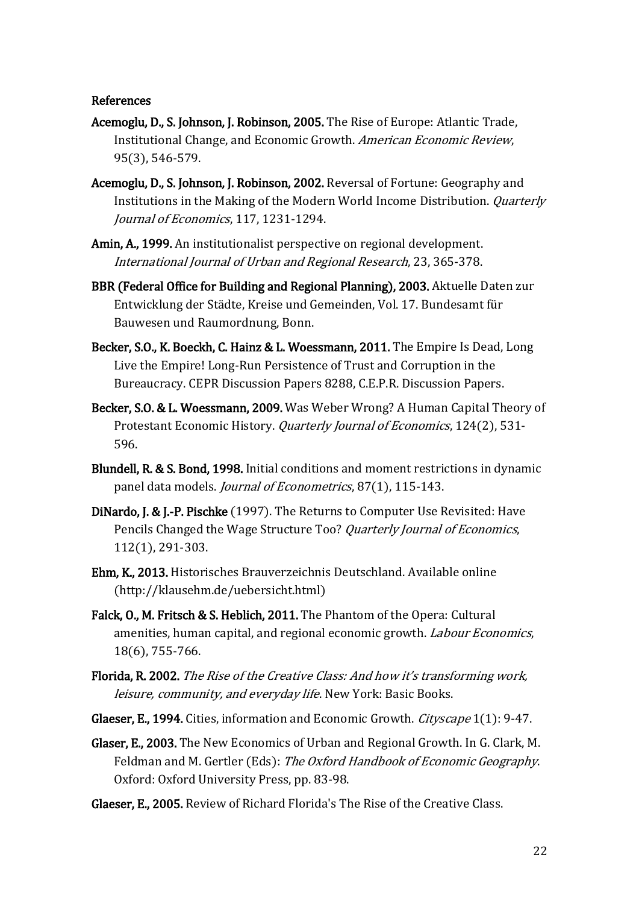## References

**Acemoglu, D., S. Johnson, J. Robinson, 2005.** The Rise of Europe: Atlantic Trade, Institutional Change, and Economic Growth. *American Economic Review*, 95(3), 546-579.

**Acemoglu, D., S. Johnson, J. Robinson, 2002.** Reversal of Fortune: Geography and Institutions in the Making of the Modern World Income Distribution. *Quarterly Journal of Economics*, 117, 1231-1294.

**Amin, A., 1999.** An institutionalist perspective on regional development. *International Journal of Urban and Regional Research*, 23, 365-378.

**BBR (Federal Office for Building and Regional Planning), 2003.** Aktuelle Daten zur Entwicklung der Städte, Kreise und Gemeinden, Vol. 17. Bundesamt für Bauwesen und Raumordnung, Bonn.

**Becker, S.O., K. Boeckh, C. Hainz & L. Woessmann, 2011.** The Empire Is Dead, Long Live the Empire! Long-Run Persistence of Trust and Corruption in the Bureaucracy. CEPR Discussion Papers 8288, C.E.P.R. Discussion Papers.

**Becker, S.O. & L. Woessmann, 2009.** Was Weber Wrong? A Human Capital Theory of Protestant Economic History. *Quarterly Journal of Economics*, 124(2), 531-596.

**Blundell, R. & S. Bond, 1998.** Initial conditions and moment restrictions in dynamic panel data models. *Journal of Econometrics*, 87(1), 115-143.

**DiNardo, J. & J.-P. Pischke** (1997). The Returns to Computer Use Revisited: Have Pencils Changed the Wage Structure Too? *Quarterly Journal of Economics*, 112(1), 291-303.

**Ehm, K., 2013.** Historisches Brauverzeichnis Deutschland. Available online (http://klausehm.de/uebersicht.html)

**Falck, O., M. Fritsch & S. Heblich, 2011.** The Phantom of the Opera: Cultural amenities, human capital, and regional economic growth. *Labour Economics*, 18(6), 755-766.

**Florida, R. 2002.** *The Rise of the Creative Class: And how it's transforming work, leisure, community, and everyday life*. New York: Basic Books.

**Glaeser, E., 1994.** Cities, information and Economic Growth. *Cityscape* 1(1): 9-47.

**Glaser, E., 2003.** The New Economics of Urban and Regional Growth. In G. Clark, M. Feldman and M. Gertler (Eds): *The Oxford Handbook of Economic Geography*. Oxford: Oxford University Press, pp. 83-98.

**Glaeser, E., 2005.** Review of Richard Florida's The Rise of the Creative Class.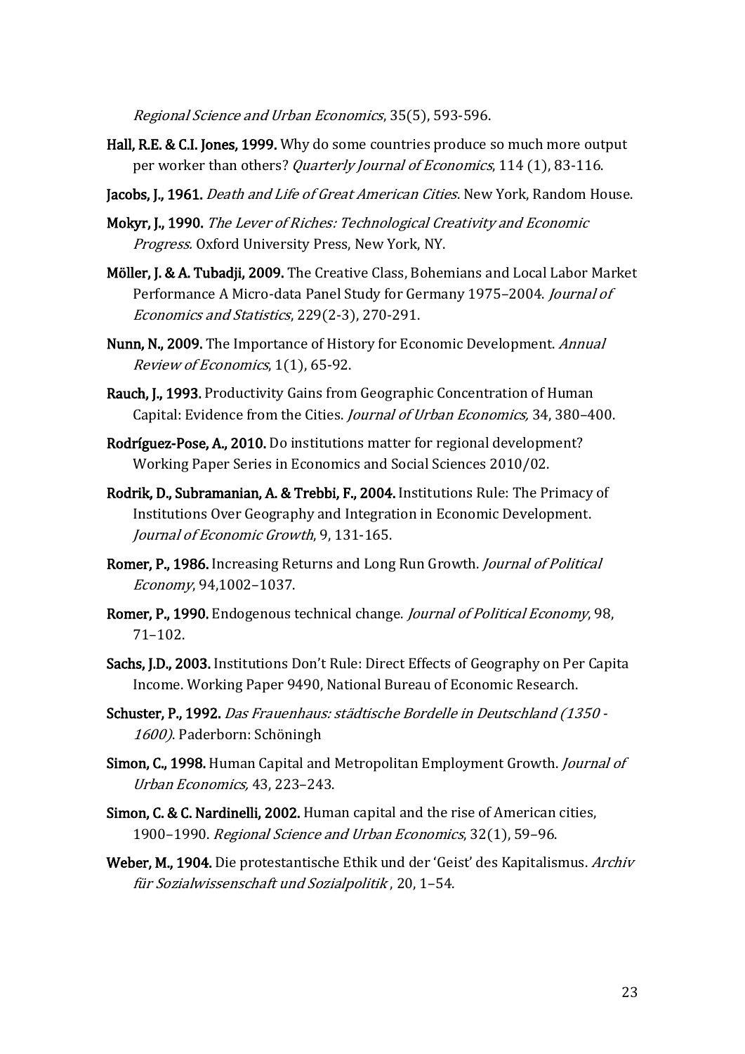*Regional Science and Urban Economics*, 35(5), 593-596.

**Hall, R.E. & C.I. Jones, 1999.** Why do some countries produce so much more output per worker than others? *Quarterly Journal of Economics*, 114 (1), 83-116.

**Jacobs, J., 1961.** *Death and Life of Great American Cities*. New York, Random House.

**Mokyr, J., 1990.** *The Lever of Riches: Technological Creativity and Economic Progress.* Oxford University Press, New York, NY.

**Möller, J. & A. Tubadji, 2009.** The Creative Class, Bohemians and Local Labor Market Performance A Micro-data Panel Study for Germany 1975–2004. *Journal of Economics and Statistics*, 229(2-3), 270-291.

**Nunn, N., 2009.** The Importance of History for Economic Development. *Annual Review of Economics*, 1(1), 65-92.

**Rauch, J., 1993.** Productivity Gains from Geographic Concentration of Human Capital: Evidence from the Cities. *Journal of Urban Economics,* 34, 380–400.

**Rodríguez-Pose, A., 2010.** Do institutions matter for regional development? Working Paper Series in Economics and Social Sciences 2010/02.

**Rodrik, D., Subramanian, A. & Trebbi, F., 2004.** Institutions Rule: The Primacy of Institutions Over Geography and Integration in Economic Development. *Journal of Economic Growth*, 9, 131-165.

**Romer, P., 1986.** Increasing Returns and Long Run Growth. *Journal of Political Economy*, 94,1002–1037.

**Romer, P., 1990.** Endogenous technical change. *Journal of Political Economy*, 98, 71–102.

**Sachs, J.D., 2003.** Institutions Don't Rule: Direct Effects of Geography on Per Capita Income. Working Paper 9490, National Bureau of Economic Research.

**Schuster, P., 1992.** *Das Frauenhaus: städtische Bordelle in Deutschland (1350 - 1600)*. Paderborn: Schöningh

**Simon, C., 1998.** Human Capital and Metropolitan Employment Growth. *Journal of Urban Economics,* 43, 223–243.

**Simon, C. & C. Nardinelli, 2002.** Human capital and the rise of American cities, 1900–1990. *Regional Science and Urban Economics*, 32(1), 59–96.

**Weber, M., 1904.** Die protestantische Ethik und der 'Geist' des Kapitalismus. *Archiv für Sozialwissenschaft und Sozialpolitik* , 20, 1–54.